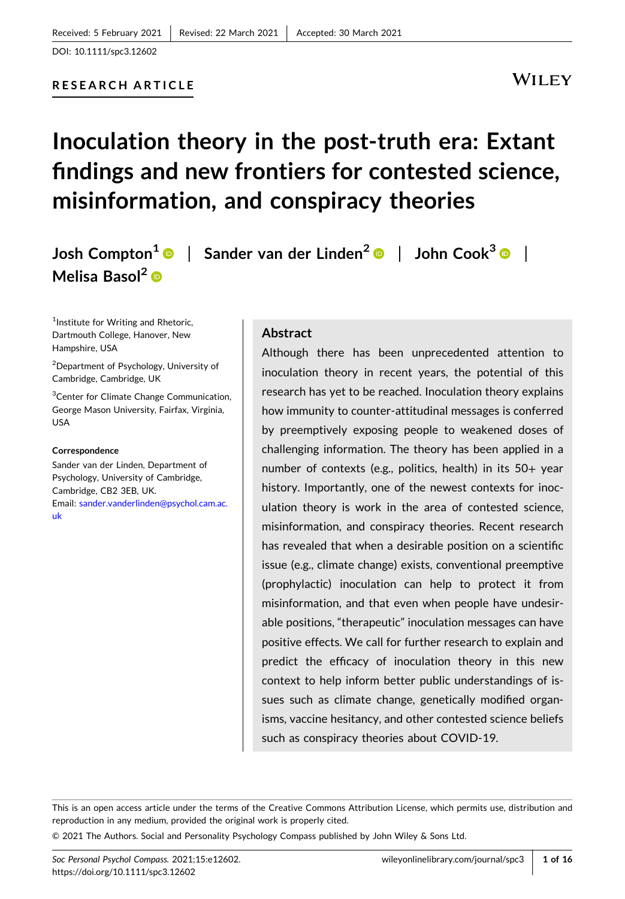Received: 5 February 2021 | Revised: 22 March 2021 | Accepted: 30 March 2021

DOI: 10.1111/spc3.12602

**RESEARCH ARTICLE**

# Inoculation theory in the post-truth era: Extant findings and new frontiers for contested science, misinformation, and conspiracy theories

**Josh Compton[1] | Sander van der Linden[2] | John Cook[3] | Melisa Basol[2]**

[1]Institute for Writing and Rhetoric, Dartmouth College, Hanover, New Hampshire, USA

[2]Department of Psychology, University of Cambridge, Cambridge, UK

[3]Center for Climate Change Communication, George Mason University, Fairfax, Virginia, USA

**Correspondence**

Sander van der Linden, Department of Psychology, University of Cambridge, Cambridge, CB2 3EB, UK.
Email: sander.vanderlinden@psychol.cam.ac.uk

## Abstract

Although there has been unprecedented attention to inoculation theory in recent years, the potential of this research has yet to be reached. Inoculation theory explains how immunity to counter-attitudinal messages is conferred by preemptively exposing people to weakened doses of challenging information. The theory has been applied in a number of contexts (e.g., politics, health) in its 50+ year history. Importantly, one of the newest contexts for inoculation theory is work in the area of contested science, misinformation, and conspiracy theories. Recent research has revealed that when a desirable position on a scientific issue (e.g., climate change) exists, conventional preemptive (prophylactic) inoculation can help to protect it from misinformation, and that even when people have undesirable positions, "therapeutic" inoculation messages can have positive effects. We call for further research to explain and predict the efficacy of inoculation theory in this new context to help inform better public understandings of issues such as climate change, genetically modified organisms, vaccine hesitancy, and other contested science beliefs such as conspiracy theories about COVID-19.

This is an open access article under the terms of the Creative Commons Attribution License, which permits use, distribution and reproduction in any medium, provided the original work is properly cited.

© 2021 The Authors. Social and Personality Psychology Compass published by John Wiley & Sons Ltd.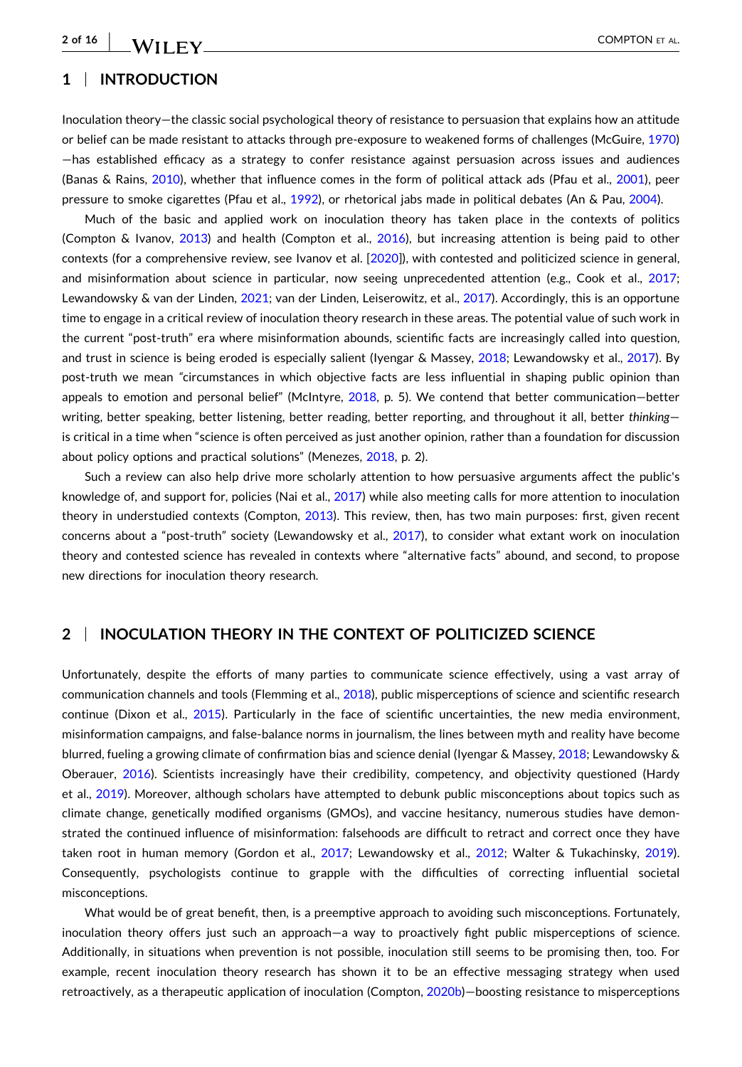## 1 | INTRODUCTION

Inoculation theory—the classic social psychological theory of resistance to persuasion that explains how an attitude or belief can be made resistant to attacks through pre-exposure to weakened forms of challenges (McGuire, 1970)—has established efficacy as a strategy to confer resistance against persuasion across issues and audiences (Banas & Rains, 2010), whether that influence comes in the form of political attack ads (Pfau et al., 2001), peer pressure to smoke cigarettes (Pfau et al., 1992), or rhetorical jabs made in political debates (An & Pau, 2004).

Much of the basic and applied work on inoculation theory has taken place in the contexts of politics (Compton & Ivanov, 2013) and health (Compton et al., 2016), but increasing attention is being paid to other contexts (for a comprehensive review, see Ivanov et al. [2020]), with contested and politicized science in general, and misinformation about science in particular, now seeing unprecedented attention (e.g., Cook et al., 2017; Lewandowsky & van der Linden, 2021; van der Linden, Leiserowitz, et al., 2017). Accordingly, this is an opportune time to engage in a critical review of inoculation theory research in these areas. The potential value of such work in the current "post-truth" era where misinformation abounds, scientific facts are increasingly called into question, and trust in science is being eroded is especially salient (Iyengar & Massey, 2018; Lewandowsky et al., 2017). By post-truth we mean "circumstances in which objective facts are less influential in shaping public opinion than appeals to emotion and personal belief" (McIntyre, 2018, p. 5). We contend that better communication—better writing, better speaking, better listening, better reading, better reporting, and throughout it all, better *thinking*—is critical in a time when "science is often perceived as just another opinion, rather than a foundation for discussion about policy options and practical solutions" (Menezes, 2018, p. 2).

Such a review can also help drive more scholarly attention to how persuasive arguments affect the public's knowledge of, and support for, policies (Nai et al., 2017) while also meeting calls for more attention to inoculation theory in understudied contexts (Compton, 2013). This review, then, has two main purposes: first, given recent concerns about a "post-truth" society (Lewandowsky et al., 2017), to consider what extant work on inoculation theory and contested science has revealed in contexts where "alternative facts" abound, and second, to propose new directions for inoculation theory research.

## 2 | INOCULATION THEORY IN THE CONTEXT OF POLITICIZED SCIENCE

Unfortunately, despite the efforts of many parties to communicate science effectively, using a vast array of communication channels and tools (Flemming et al., 2018), public misperceptions of science and scientific research continue (Dixon et al., 2015). Particularly in the face of scientific uncertainties, the new media environment, misinformation campaigns, and false-balance norms in journalism, the lines between myth and reality have become blurred, fueling a growing climate of confirmation bias and science denial (Iyengar & Massey, 2018; Lewandowsky & Oberauer, 2016). Scientists increasingly have their credibility, competency, and objectivity questioned (Hardy et al., 2019). Moreover, although scholars have attempted to debunk public misconceptions about topics such as climate change, genetically modified organisms (GMOs), and vaccine hesitancy, numerous studies have demonstrated the continued influence of misinformation: falsehoods are difficult to retract and correct once they have taken root in human memory (Gordon et al., 2017; Lewandowsky et al., 2012; Walter & Tukachinsky, 2019). Consequently, psychologists continue to grapple with the difficulties of correcting influential societal misconceptions.

What would be of great benefit, then, is a preemptive approach to avoiding such misconceptions. Fortunately, inoculation theory offers just such an approach—a way to proactively fight public misperceptions of science. Additionally, in situations when prevention is not possible, inoculation still seems to be promising then, too. For example, recent inoculation theory research has shown it to be an effective messaging strategy when used retroactively, as a therapeutic application of inoculation (Compton, 2020b)—boosting resistance to misperceptions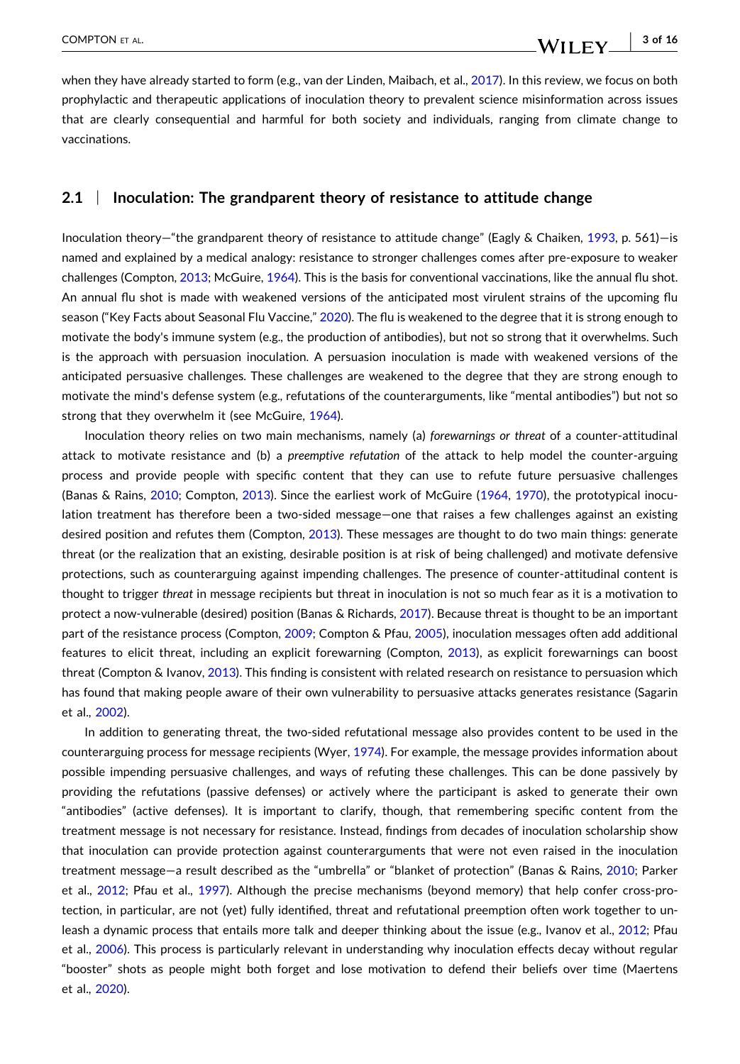when they have already started to form (e.g., van der Linden, Maibach, et al., 2017). In this review, we focus on both prophylactic and therapeutic applications of inoculation theory to prevalent science misinformation across issues that are clearly consequential and harmful for both society and individuals, ranging from climate change to vaccinations.

## 2.1 | Inoculation: The grandparent theory of resistance to attitude change

Inoculation theory—"the grandparent theory of resistance to attitude change" (Eagly & Chaiken, 1993, p. 561)—is named and explained by a medical analogy: resistance to stronger challenges comes after pre-exposure to weaker challenges (Compton, 2013; McGuire, 1964). This is the basis for conventional vaccinations, like the annual flu shot. An annual flu shot is made with weakened versions of the anticipated most virulent strains of the upcoming flu season ("Key Facts about Seasonal Flu Vaccine," 2020). The flu is weakened to the degree that it is strong enough to motivate the body's immune system (e.g., the production of antibodies), but not so strong that it overwhelms. Such is the approach with persuasion inoculation. A persuasion inoculation is made with weakened versions of the anticipated persuasive challenges. These challenges are weakened to the degree that they are strong enough to motivate the mind's defense system (e.g., refutations of the counterarguments, like "mental antibodies") but not so strong that they overwhelm it (see McGuire, 1964).

Inoculation theory relies on two main mechanisms, namely (a) *forewarnings or threat* of a counter-attitudinal attack to motivate resistance and (b) a *preemptive refutation* of the attack to help model the counter-arguing process and provide people with specific content that they can use to refute future persuasive challenges (Banas & Rains, 2010; Compton, 2013). Since the earliest work of McGuire (1964, 1970), the prototypical inoculation treatment has therefore been a two-sided message—one that raises a few challenges against an existing desired position and refutes them (Compton, 2013). These messages are thought to do two main things: generate threat (or the realization that an existing, desirable position is at risk of being challenged) and motivate defensive protections, such as counterarguing against impending challenges. The presence of counter-attitudinal content is thought to trigger *threat* in message recipients but threat in inoculation is not so much fear as it is a motivation to protect a now-vulnerable (desired) position (Banas & Richards, 2017). Because threat is thought to be an important part of the resistance process (Compton, 2009; Compton & Pfau, 2005), inoculation messages often add additional features to elicit threat, including an explicit forewarning (Compton, 2013), as explicit forewarnings can boost threat (Compton & Ivanov, 2013). This finding is consistent with related research on resistance to persuasion which has found that making people aware of their own vulnerability to persuasive attacks generates resistance (Sagarin et al., 2002).

In addition to generating threat, the two-sided refutational message also provides content to be used in the counterarguing process for message recipients (Wyer, 1974). For example, the message provides information about possible impending persuasive challenges, and ways of refuting these challenges. This can be done passively by providing the refutations (passive defenses) or actively where the participant is asked to generate their own "antibodies" (active defenses). It is important to clarify, though, that remembering specific content from the treatment message is not necessary for resistance. Instead, findings from decades of inoculation scholarship show that inoculation can provide protection against counterarguments that were not even raised in the inoculation treatment message—a result described as the "umbrella" or "blanket of protection" (Banas & Rains, 2010; Parker et al., 2012; Pfau et al., 1997). Although the precise mechanisms (beyond memory) that help confer cross-protection, in particular, are not (yet) fully identified, threat and refutational preemption often work together to unleash a dynamic process that entails more talk and deeper thinking about the issue (e.g., Ivanov et al., 2012; Pfau et al., 2006). This process is particularly relevant in understanding why inoculation effects decay without regular "booster" shots as people might both forget and lose motivation to defend their beliefs over time (Maertens et al., 2020).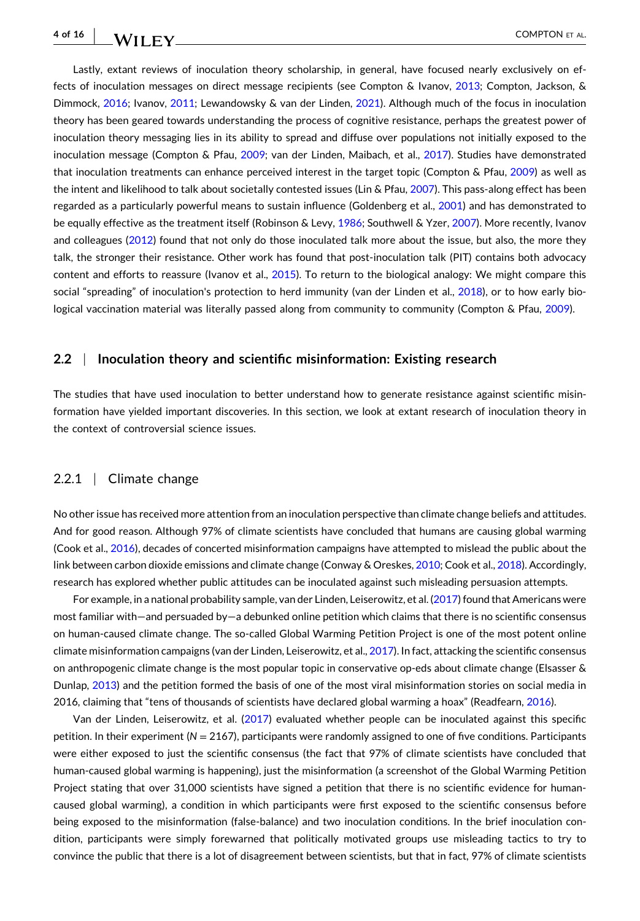Lastly, extant reviews of inoculation theory scholarship, in general, have focused nearly exclusively on effects of inoculation messages on direct message recipients (see Compton & Ivanov, 2013; Compton, Jackson, & Dimmock, 2016; Ivanov, 2011; Lewandowsky & van der Linden, 2021). Although much of the focus in inoculation theory has been geared towards understanding the process of cognitive resistance, perhaps the greatest power of inoculation theory messaging lies in its ability to spread and diffuse over populations not initially exposed to the inoculation message (Compton & Pfau, 2009; van der Linden, Maibach, et al., 2017). Studies have demonstrated that inoculation treatments can enhance perceived interest in the target topic (Compton & Pfau, 2009) as well as the intent and likelihood to talk about societally contested issues (Lin & Pfau, 2007). This pass-along effect has been regarded as a particularly powerful means to sustain influence (Goldenberg et al., 2001) and has demonstrated to be equally effective as the treatment itself (Robinson & Levy, 1986; Southwell & Yzer, 2007). More recently, Ivanov and colleagues (2012) found that not only do those inoculated talk more about the issue, but also, the more they talk, the stronger their resistance. Other work has found that post-inoculation talk (PIT) contains both advocacy content and efforts to reassure (Ivanov et al., 2015). To return to the biological analogy: We might compare this social "spreading" of inoculation's protection to herd immunity (van der Linden et al., 2018), or to how early biological vaccination material was literally passed along from community to community (Compton & Pfau, 2009).

## 2.2 | Inoculation theory and scientific misinformation: Existing research

The studies that have used inoculation to better understand how to generate resistance against scientific misinformation have yielded important discoveries. In this section, we look at extant research of inoculation theory in the context of controversial science issues.

### 2.2.1 | Climate change

No other issue has received more attention from an inoculation perspective than climate change beliefs and attitudes. And for good reason. Although 97% of climate scientists have concluded that humans are causing global warming (Cook et al., 2016), decades of concerted misinformation campaigns have attempted to mislead the public about the link between carbon dioxide emissions and climate change (Conway & Oreskes, 2010; Cook et al., 2018). Accordingly, research has explored whether public attitudes can be inoculated against such misleading persuasion attempts.

For example, in a national probability sample, van der Linden, Leiserowitz, et al. (2017) found that Americans were most familiar with—and persuaded by—a debunked online petition which claims that there is no scientific consensus on human-caused climate change. The so-called Global Warming Petition Project is one of the most potent online climate misinformation campaigns (van der Linden, Leiserowitz, et al., 2017). In fact, attacking the scientific consensus on anthropogenic climate change is the most popular topic in conservative op-eds about climate change (Elsasser & Dunlap, 2013) and the petition formed the basis of one of the most viral misinformation stories on social media in 2016, claiming that "tens of thousands of scientists have declared global warming a hoax" (Readfearn, 2016).

Van der Linden, Leiserowitz, et al. (2017) evaluated whether people can be inoculated against this specific petition. In their experiment ($N = 2167$), participants were randomly assigned to one of five conditions. Participants were either exposed to just the scientific consensus (the fact that 97% of climate scientists have concluded that human-caused global warming is happening), just the misinformation (a screenshot of the Global Warming Petition Project stating that over 31,000 scientists have signed a petition that there is no scientific evidence for human-caused global warming), a condition in which participants were first exposed to the scientific consensus before being exposed to the misinformation (false-balance) and two inoculation conditions. In the brief inoculation condition, participants were simply forewarned that politically motivated groups use misleading tactics to try to convince the public that there is a lot of disagreement between scientists, but that in fact, 97% of climate scientists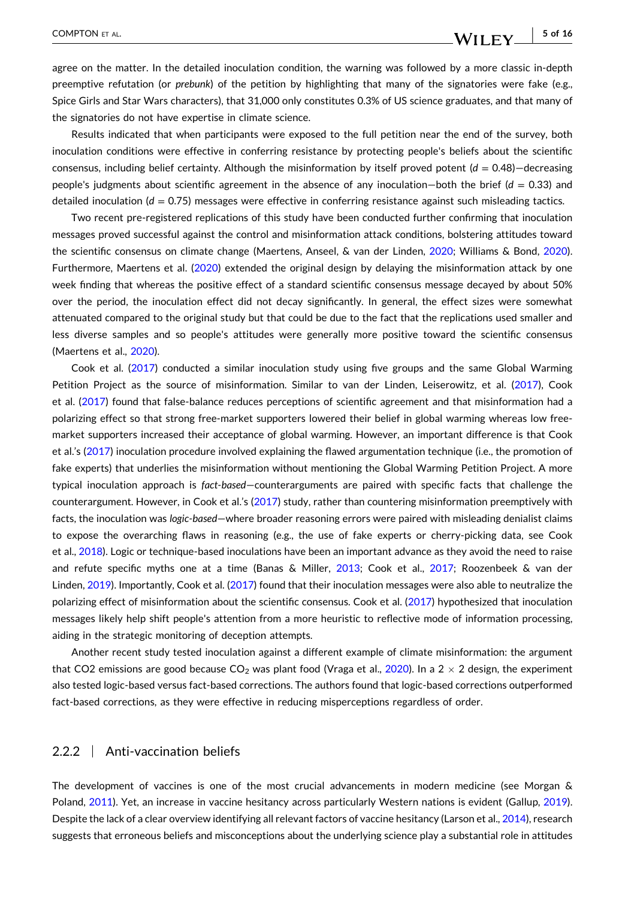agree on the matter. In the detailed inoculation condition, the warning was followed by a more classic in-depth preemptive refutation (or *prebunk*) of the petition by highlighting that many of the signatories were fake (e.g., Spice Girls and Star Wars characters), that 31,000 only constitutes 0.3% of US science graduates, and that many of the signatories do not have expertise in climate science.

Results indicated that when participants were exposed to the full petition near the end of the survey, both inoculation conditions were effective in conferring resistance by protecting people's beliefs about the scientific consensus, including belief certainty. Although the misinformation by itself proved potent ($d = 0.48$)—decreasing people's judgments about scientific agreement in the absence of any inoculation—both the brief ($d = 0.33$) and detailed inoculation ($d = 0.75$) messages were effective in conferring resistance against such misleading tactics.

Two recent pre-registered replications of this study have been conducted further confirming that inoculation messages proved successful against the control and misinformation attack conditions, bolstering attitudes toward the scientific consensus on climate change (Maertens, Anseel, & van der Linden, 2020; Williams & Bond, 2020). Furthermore, Maertens et al. (2020) extended the original design by delaying the misinformation attack by one week finding that whereas the positive effect of a standard scientific consensus message decayed by about 50% over the period, the inoculation effect did not decay significantly. In general, the effect sizes were somewhat attenuated compared to the original study but that could be due to the fact that the replications used smaller and less diverse samples and so people's attitudes were generally more positive toward the scientific consensus (Maertens et al., 2020).

Cook et al. (2017) conducted a similar inoculation study using five groups and the same Global Warming Petition Project as the source of misinformation. Similar to van der Linden, Leiserowitz, et al. (2017), Cook et al. (2017) found that false-balance reduces perceptions of scientific agreement and that misinformation had a polarizing effect so that strong free-market supporters lowered their belief in global warming whereas low free-market supporters increased their acceptance of global warming. However, an important difference is that Cook et al.'s (2017) inoculation procedure involved explaining the flawed argumentation technique (i.e., the promotion of fake experts) that underlies the misinformation without mentioning the Global Warming Petition Project. A more typical inoculation approach is *fact-based*—counterarguments are paired with specific facts that challenge the counterargument. However, in Cook et al.'s (2017) study, rather than countering misinformation preemptively with facts, the inoculation was *logic-based*—where broader reasoning errors were paired with misleading denialist claims to expose the overarching flaws in reasoning (e.g., the use of fake experts or cherry-picking data, see Cook et al., 2018). Logic or technique-based inoculations have been an important advance as they avoid the need to raise and refute specific myths one at a time (Banas & Miller, 2013; Cook et al., 2017; Roozenbeek & van der Linden, 2019). Importantly, Cook et al. (2017) found that their inoculation messages were also able to neutralize the polarizing effect of misinformation about the scientific consensus. Cook et al. (2017) hypothesized that inoculation messages likely help shift people's attention from a more heuristic to reflective mode of information processing, aiding in the strategic monitoring of deception attempts.

Another recent study tested inoculation against a different example of climate misinformation: the argument that CO2 emissions are good because $CO_2$ was plant food (Vraga et al., 2020). In a $2 \times 2$ design, the experiment also tested logic-based versus fact-based corrections. The authors found that logic-based corrections outperformed fact-based corrections, as they were effective in reducing misperceptions regardless of order.

### 2.2.2 | Anti-vaccination beliefs

The development of vaccines is one of the most crucial advancements in modern medicine (see Morgan & Poland, 2011). Yet, an increase in vaccine hesitancy across particularly Western nations is evident (Gallup, 2019). Despite the lack of a clear overview identifying all relevant factors of vaccine hesitancy (Larson et al., 2014), research suggests that erroneous beliefs and misconceptions about the underlying science play a substantial role in attitudes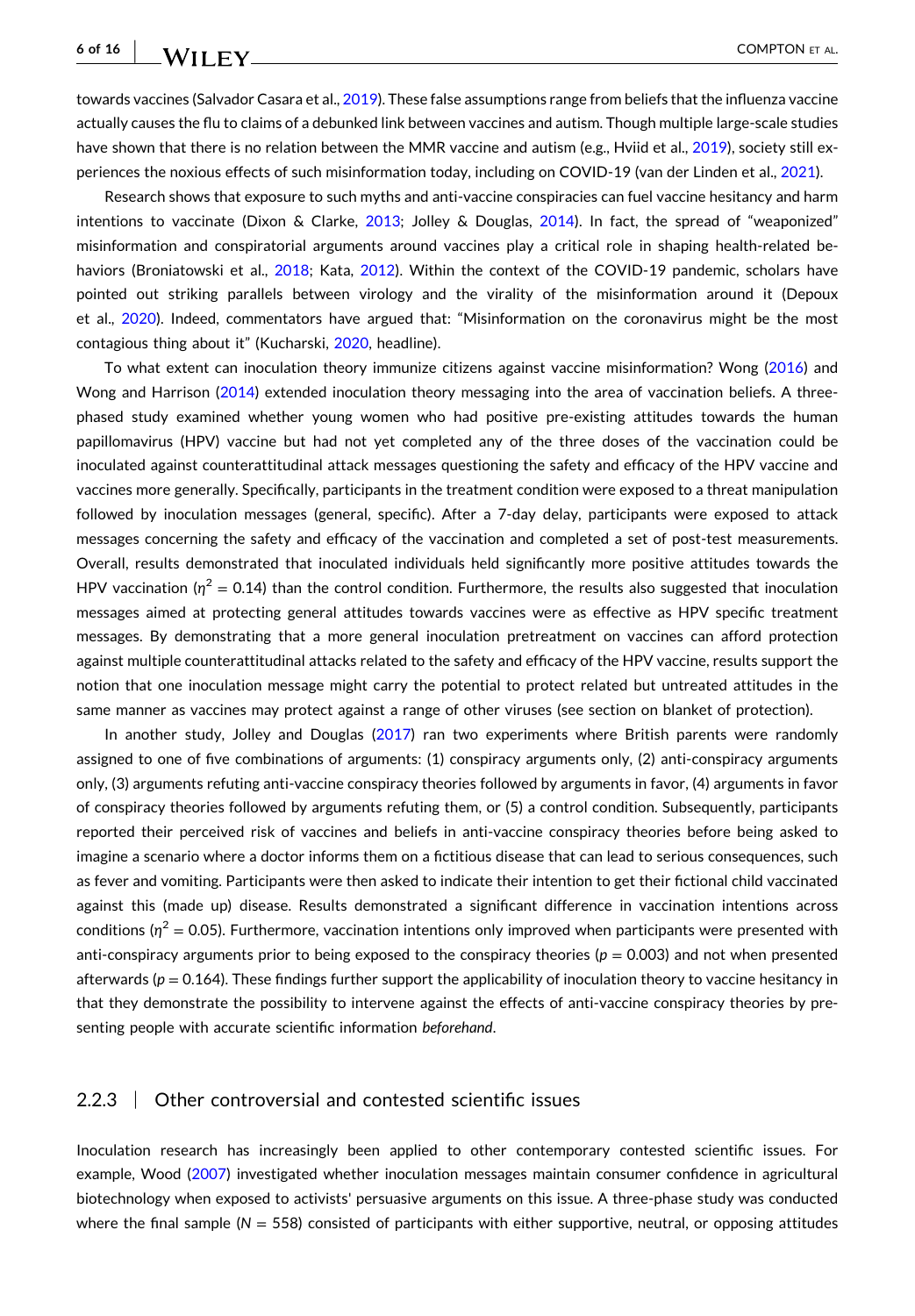towards vaccines (Salvador Casara et al., 2019). These false assumptions range from beliefs that the influenza vaccine actually causes the flu to claims of a debunked link between vaccines and autism. Though multiple large-scale studies have shown that there is no relation between the MMR vaccine and autism (e.g., Hviid et al., 2019), society still experiences the noxious effects of such misinformation today, including on COVID-19 (van der Linden et al., 2021).

Research shows that exposure to such myths and anti-vaccine conspiracies can fuel vaccine hesitancy and harm intentions to vaccinate (Dixon & Clarke, 2013; Jolley & Douglas, 2014). In fact, the spread of "weaponized" misinformation and conspiratorial arguments around vaccines play a critical role in shaping health-related behaviors (Broniatowski et al., 2018; Kata, 2012). Within the context of the COVID-19 pandemic, scholars have pointed out striking parallels between virology and the virality of the misinformation around it (Depoux et al., 2020). Indeed, commentators have argued that: "Misinformation on the coronavirus might be the most contagious thing about it" (Kucharski, 2020, headline).

To what extent can inoculation theory immunize citizens against vaccine misinformation? Wong (2016) and Wong and Harrison (2014) extended inoculation theory messaging into the area of vaccination beliefs. A three-phased study examined whether young women who had positive pre-existing attitudes towards the human papillomavirus (HPV) vaccine but had not yet completed any of the three doses of the vaccination could be inoculated against counterattitudinal attack messages questioning the safety and efficacy of the HPV vaccine and vaccines more generally. Specifically, participants in the treatment condition were exposed to a threat manipulation followed by inoculation messages (general, specific). After a 7-day delay, participants were exposed to attack messages concerning the safety and efficacy of the vaccination and completed a set of post-test measurements. Overall, results demonstrated that inoculated individuals held significantly more positive attitudes towards the HPV vaccination ($\eta^2 = 0.14$) than the control condition. Furthermore, the results also suggested that inoculation messages aimed at protecting general attitudes towards vaccines were as effective as HPV specific treatment messages. By demonstrating that a more general inoculation pretreatment on vaccines can afford protection against multiple counterattitudinal attacks related to the safety and efficacy of the HPV vaccine, results support the notion that one inoculation message might carry the potential to protect related but untreated attitudes in the same manner as vaccines may protect against a range of other viruses (see section on blanket of protection).

In another study, Jolley and Douglas (2017) ran two experiments where British parents were randomly assigned to one of five combinations of arguments: (1) conspiracy arguments only, (2) anti-conspiracy arguments only, (3) arguments refuting anti-vaccine conspiracy theories followed by arguments in favor, (4) arguments in favor of conspiracy theories followed by arguments refuting them, or (5) a control condition. Subsequently, participants reported their perceived risk of vaccines and beliefs in anti-vaccine conspiracy theories before being asked to imagine a scenario where a doctor informs them on a fictitious disease that can lead to serious consequences, such as fever and vomiting. Participants were then asked to indicate their intention to get their fictional child vaccinated against this (made up) disease. Results demonstrated a significant difference in vaccination intentions across conditions ($\eta^2 = 0.05$). Furthermore, vaccination intentions only improved when participants were presented with anti-conspiracy arguments prior to being exposed to the conspiracy theories ($p = 0.003$) and not when presented afterwards ($p = 0.164$). These findings further support the applicability of inoculation theory to vaccine hesitancy in that they demonstrate the possibility to intervene against the effects of anti-vaccine conspiracy theories by presenting people with accurate scientific information *beforehand*.

### 2.2.3 | Other controversial and contested scientific issues

Inoculation research has increasingly been applied to other contemporary contested scientific issues. For example, Wood (2007) investigated whether inoculation messages maintain consumer confidence in agricultural biotechnology when exposed to activists' persuasive arguments on this issue. A three-phase study was conducted where the final sample ($N = 558$) consisted of participants with either supportive, neutral, or opposing attitudes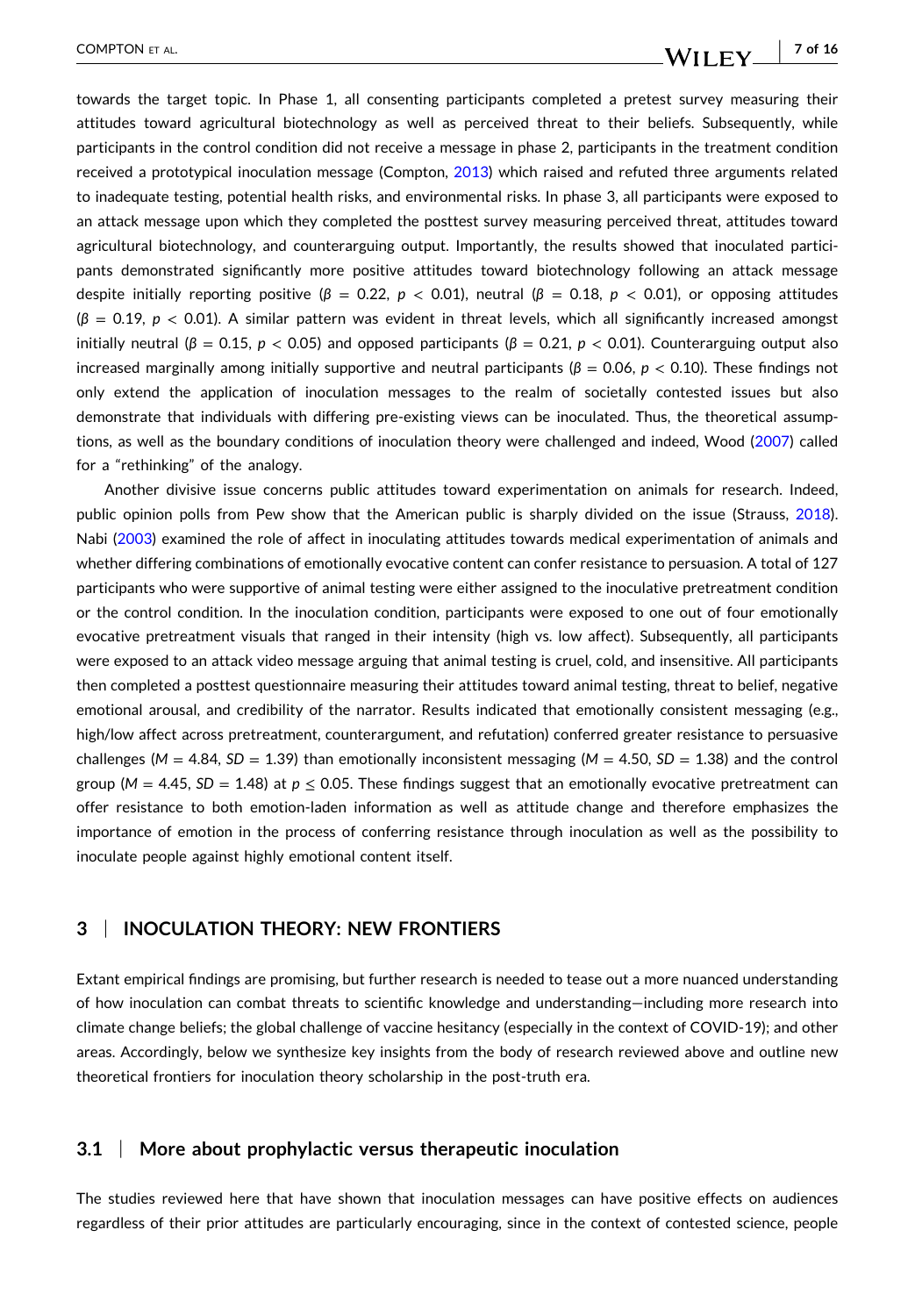towards the target topic. In Phase 1, all consenting participants completed a pretest survey measuring their attitudes toward agricultural biotechnology as well as perceived threat to their beliefs. Subsequently, while participants in the control condition did not receive a message in phase 2, participants in the treatment condition received a prototypical inoculation message (Compton, 2013) which raised and refuted three arguments related to inadequate testing, potential health risks, and environmental risks. In phase 3, all participants were exposed to an attack message upon which they completed the posttest survey measuring perceived threat, attitudes toward agricultural biotechnology, and counterarguing output. Importantly, the results showed that inoculated participants demonstrated significantly more positive attitudes toward biotechnology following an attack message despite initially reporting positive ($\beta = 0.22$, $p < 0.01$), neutral ($\beta = 0.18$, $p < 0.01$), or opposing attitudes ($\beta = 0.19$, $p < 0.01$). A similar pattern was evident in threat levels, which all significantly increased amongst initially neutral ($\beta = 0.15$, $p < 0.05$) and opposed participants ($\beta = 0.21$, $p < 0.01$). Counterarguing output also increased marginally among initially supportive and neutral participants ($\beta = 0.06$, $p < 0.10$). These findings not only extend the application of inoculation messages to the realm of societally contested issues but also demonstrate that individuals with differing pre-existing views can be inoculated. Thus, the theoretical assumptions, as well as the boundary conditions of inoculation theory were challenged and indeed, Wood (2007) called for a "rethinking" of the analogy.

Another divisive issue concerns public attitudes toward experimentation on animals for research. Indeed, public opinion polls from Pew show that the American public is sharply divided on the issue (Strauss, 2018). Nabi (2003) examined the role of affect in inoculating attitudes towards medical experimentation of animals and whether differing combinations of emotionally evocative content can confer resistance to persuasion. A total of 127 participants who were supportive of animal testing were either assigned to the inoculative pretreatment condition or the control condition. In the inoculation condition, participants were exposed to one out of four emotionally evocative pretreatment visuals that ranged in their intensity (high vs. low affect). Subsequently, all participants were exposed to an attack video message arguing that animal testing is cruel, cold, and insensitive. All participants then completed a posttest questionnaire measuring their attitudes toward animal testing, threat to belief, negative emotional arousal, and credibility of the narrator. Results indicated that emotionally consistent messaging (e.g., high/low affect across pretreatment, counterargument, and refutation) conferred greater resistance to persuasive challenges ($M = 4.84$, $SD = 1.39$) than emotionally inconsistent messaging ($M = 4.50$, $SD = 1.38$) and the control group ($M = 4.45$, $SD = 1.48$) at $p \leq 0.05$. These findings suggest that an emotionally evocative pretreatment can offer resistance to both emotion-laden information as well as attitude change and therefore emphasizes the importance of emotion in the process of conferring resistance through inoculation as well as the possibility to inoculate people against highly emotional content itself.

## 3 | INOCULATION THEORY: NEW FRONTIERS

Extant empirical findings are promising, but further research is needed to tease out a more nuanced understanding of how inoculation can combat threats to scientific knowledge and understanding—including more research into climate change beliefs; the global challenge of vaccine hesitancy (especially in the context of COVID-19); and other areas. Accordingly, below we synthesize key insights from the body of research reviewed above and outline new theoretical frontiers for inoculation theory scholarship in the post-truth era.

### 3.1 | More about prophylactic versus therapeutic inoculation

The studies reviewed here that have shown that inoculation messages can have positive effects on audiences regardless of their prior attitudes are particularly encouraging, since in the context of contested science, people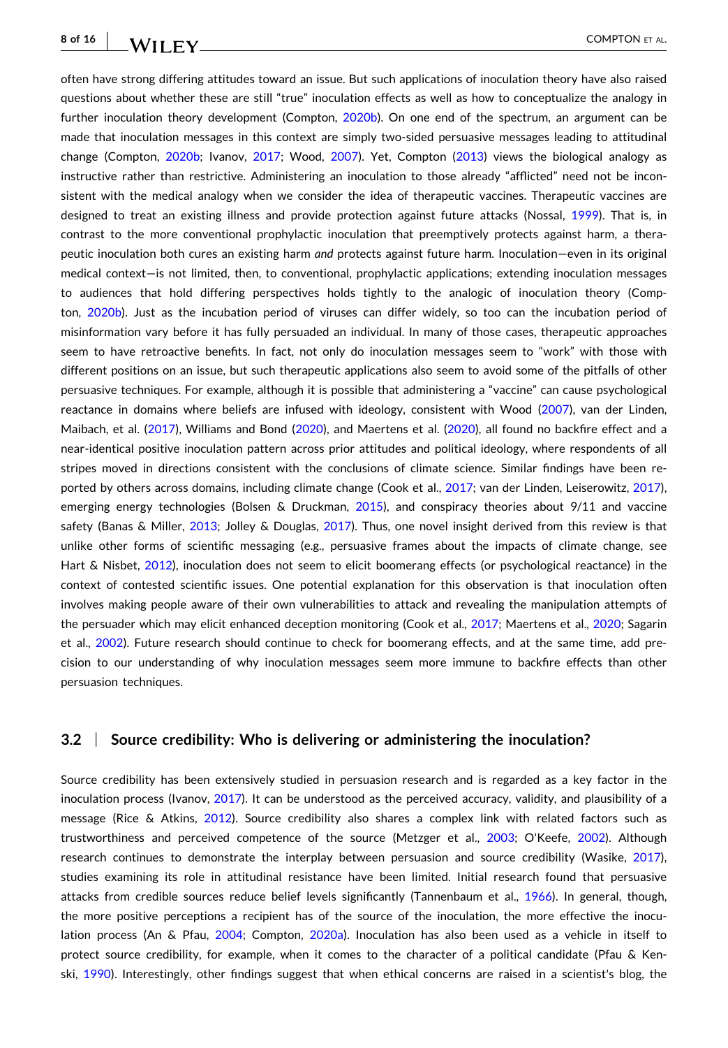often have strong differing attitudes toward an issue. But such applications of inoculation theory have also raised questions about whether these are still "true" inoculation effects as well as how to conceptualize the analogy in further inoculation theory development (Compton, 2020b). On one end of the spectrum, an argument can be made that inoculation messages in this context are simply two-sided persuasive messages leading to attitudinal change (Compton, 2020b; Ivanov, 2017; Wood, 2007). Yet, Compton (2013) views the biological analogy as instructive rather than restrictive. Administering an inoculation to those already "afflicted" need not be inconsistent with the medical analogy when we consider the idea of therapeutic vaccines. Therapeutic vaccines are designed to treat an existing illness and provide protection against future attacks (Nossal, 1999). That is, in contrast to the more conventional prophylactic inoculation that preemptively protects against harm, a therapeutic inoculation both cures an existing harm *and* protects against future harm. Inoculation—even in its original medical context—is not limited, then, to conventional, prophylactic applications; extending inoculation messages to audiences that hold differing perspectives holds tightly to the analogic of inoculation theory (Compton, 2020b). Just as the incubation period of viruses can differ widely, so too can the incubation period of misinformation vary before it has fully persuaded an individual. In many of those cases, therapeutic approaches seem to have retroactive benefits. In fact, not only do inoculation messages seem to "work" with those with different positions on an issue, but such therapeutic applications also seem to avoid some of the pitfalls of other persuasive techniques. For example, although it is possible that administering a "vaccine" can cause psychological reactance in domains where beliefs are infused with ideology, consistent with Wood (2007), van der Linden, Maibach, et al. (2017), Williams and Bond (2020), and Maertens et al. (2020), all found no backfire effect and a near-identical positive inoculation pattern across prior attitudes and political ideology, where respondents of all stripes moved in directions consistent with the conclusions of climate science. Similar findings have been reported by others across domains, including climate change (Cook et al., 2017; van der Linden, Leiserowitz, 2017), emerging energy technologies (Bolsen & Druckman, 2015), and conspiracy theories about 9/11 and vaccine safety (Banas & Miller, 2013; Jolley & Douglas, 2017). Thus, one novel insight derived from this review is that unlike other forms of scientific messaging (e.g., persuasive frames about the impacts of climate change, see Hart & Nisbet, 2012), inoculation does not seem to elicit boomerang effects (or psychological reactance) in the context of contested scientific issues. One potential explanation for this observation is that inoculation often involves making people aware of their own vulnerabilities to attack and revealing the manipulation attempts of the persuader which may elicit enhanced deception monitoring (Cook et al., 2017; Maertens et al., 2020; Sagarin et al., 2002). Future research should continue to check for boomerang effects, and at the same time, add precision to our understanding of why inoculation messages seem more immune to backfire effects than other persuasion techniques.

### 3.2 | Source credibility: Who is delivering or administering the inoculation?

Source credibility has been extensively studied in persuasion research and is regarded as a key factor in the inoculation process (Ivanov, 2017). It can be understood as the perceived accuracy, validity, and plausibility of a message (Rice & Atkins, 2012). Source credibility also shares a complex link with related factors such as trustworthiness and perceived competence of the source (Metzger et al., 2003; O'Keefe, 2002). Although research continues to demonstrate the interplay between persuasion and source credibility (Wasike, 2017), studies examining its role in attitudinal resistance have been limited. Initial research found that persuasive attacks from credible sources reduce belief levels significantly (Tannenbaum et al., 1966). In general, though, the more positive perceptions a recipient has of the source of the inoculation, the more effective the inoculation process (An & Pfau, 2004; Compton, 2020a). Inoculation has also been used as a vehicle in itself to protect source credibility, for example, when it comes to the character of a political candidate (Pfau & Kenski, 1990). Interestingly, other findings suggest that when ethical concerns are raised in a scientist's blog, the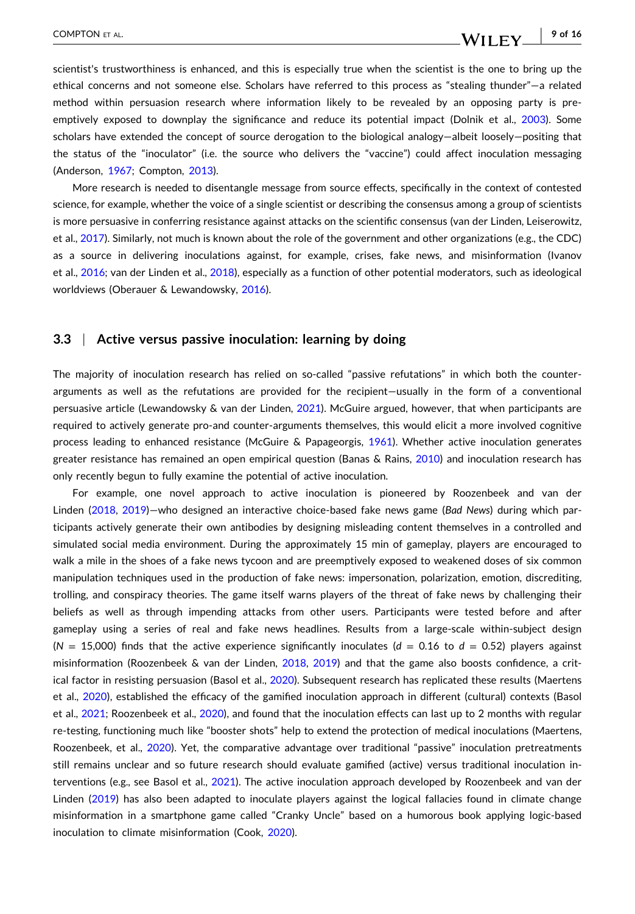scientist's trustworthiness is enhanced, and this is especially true when the scientist is the one to bring up the ethical concerns and not someone else. Scholars have referred to this process as "stealing thunder"—a related method within persuasion research where information likely to be revealed by an opposing party is pre-emptively exposed to downplay the significance and reduce its potential impact (Dolnik et al., 2003). Some scholars have extended the concept of source derogation to the biological analogy—albeit loosely—positing that the status of the "inoculator" (i.e. the source who delivers the "vaccine") could affect inoculation messaging (Anderson, 1967; Compton, 2013).

More research is needed to disentangle message from source effects, specifically in the context of contested science, for example, whether the voice of a single scientist or describing the consensus among a group of scientists is more persuasive in conferring resistance against attacks on the scientific consensus (van der Linden, Leiserowitz, et al., 2017). Similarly, not much is known about the role of the government and other organizations (e.g., the CDC) as a source in delivering inoculations against, for example, crises, fake news, and misinformation (Ivanov et al., 2016; van der Linden et al., 2018), especially as a function of other potential moderators, such as ideological worldviews (Oberauer & Lewandowsky, 2016).

### 3.3 | Active versus passive inoculation: learning by doing

The majority of inoculation research has relied on so-called "passive refutations" in which both the counter-arguments as well as the refutations are provided for the recipient—usually in the form of a conventional persuasive article (Lewandowsky & van der Linden, 2021). McGuire argued, however, that when participants are required to actively generate pro-and counter-arguments themselves, this would elicit a more involved cognitive process leading to enhanced resistance (McGuire & Papageorgis, 1961). Whether active inoculation generates greater resistance has remained an open empirical question (Banas & Rains, 2010) and inoculation research has only recently begun to fully examine the potential of active inoculation.

For example, one novel approach to active inoculation is pioneered by Roozenbeek and van der Linden (2018, 2019)—who designed an interactive choice-based fake news game (*Bad News*) during which participants actively generate their own antibodies by designing misleading content themselves in a controlled and simulated social media environment. During the approximately 15 min of gameplay, players are encouraged to walk a mile in the shoes of a fake news tycoon and are preemptively exposed to weakened doses of six common manipulation techniques used in the production of fake news: impersonation, polarization, emotion, discrediting, trolling, and conspiracy theories. The game itself warns players of the threat of fake news by challenging their beliefs as well as through impending attacks from other users. Participants were tested before and after gameplay using a series of real and fake news headlines. Results from a large-scale within-subject design ($N$ = 15,000) finds that the active experience significantly inoculates ($d$ = 0.16 to $d$ = 0.52) players against misinformation (Roozenbeek & van der Linden, 2018, 2019) and that the game also boosts confidence, a critical factor in resisting persuasion (Basol et al., 2020). Subsequent research has replicated these results (Maertens et al., 2020), established the efficacy of the gamified inoculation approach in different (cultural) contexts (Basol et al., 2021; Roozenbeek et al., 2020), and found that the inoculation effects can last up to 2 months with regular re-testing, functioning much like "booster shots" help to extend the protection of medical inoculations (Maertens, Roozenbeek, et al., 2020). Yet, the comparative advantage over traditional "passive" inoculation pretreatments still remains unclear and so future research should evaluate gamified (active) versus traditional inoculation interventions (e.g., see Basol et al., 2021). The active inoculation approach developed by Roozenbeek and van der Linden (2019) has also been adapted to inoculate players against the logical fallacies found in climate change misinformation in a smartphone game called "Cranky Uncle" based on a humorous book applying logic-based inoculation to climate misinformation (Cook, 2020).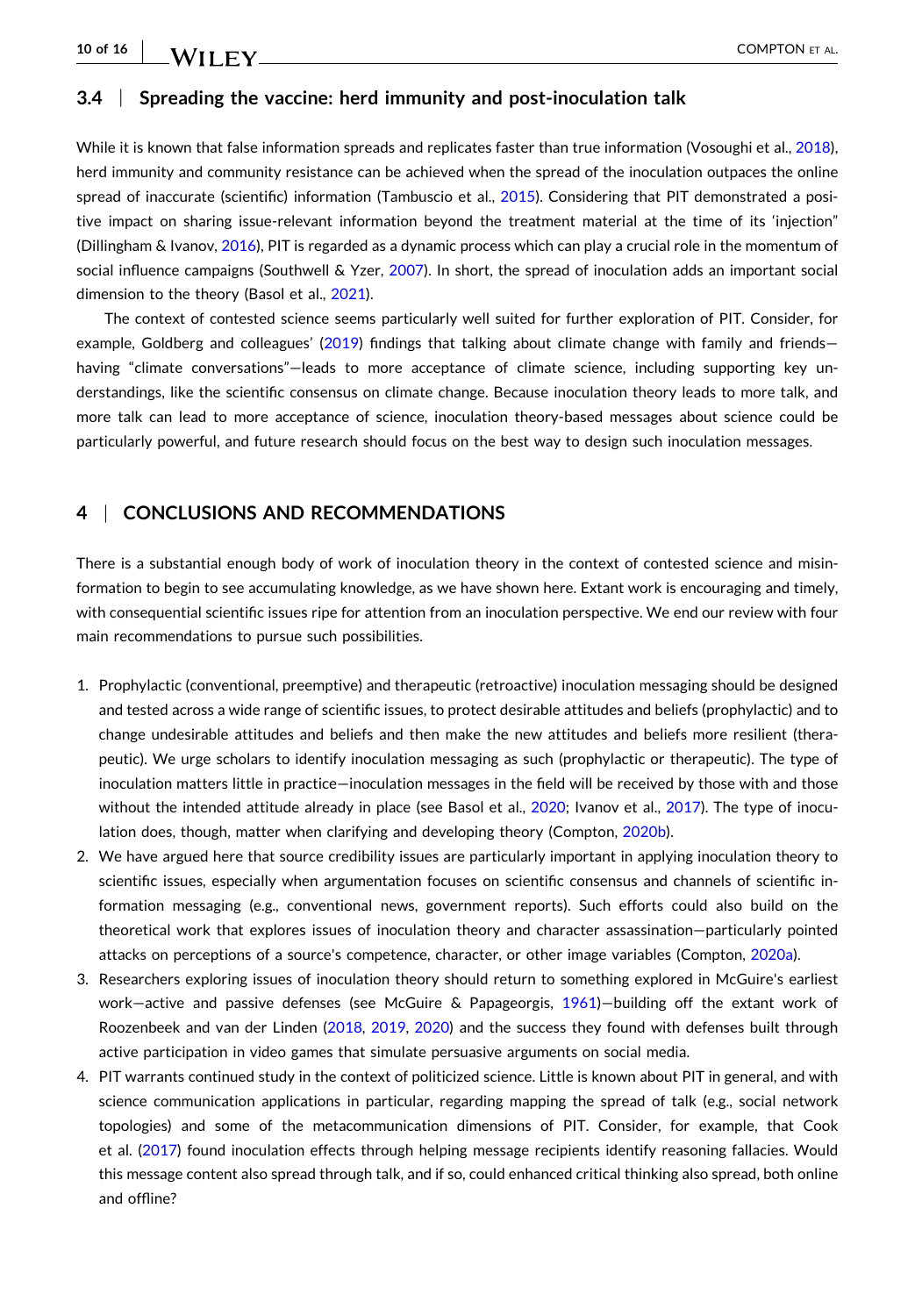### 3.4 | Spreading the vaccine: herd immunity and post-inoculation talk

While it is known that false information spreads and replicates faster than true information (Vosoughi et al., 2018), herd immunity and community resistance can be achieved when the spread of the inoculation outpaces the online spread of inaccurate (scientific) information (Tambuscio et al., 2015). Considering that PIT demonstrated a positive impact on sharing issue-relevant information beyond the treatment material at the time of its 'injection" (Dillingham & Ivanov, 2016), PIT is regarded as a dynamic process which can play a crucial role in the momentum of social influence campaigns (Southwell & Yzer, 2007). In short, the spread of inoculation adds an important social dimension to the theory (Basol et al., 2021).

The context of contested science seems particularly well suited for further exploration of PIT. Consider, for example, Goldberg and colleagues' (2019) findings that talking about climate change with family and friends—having "climate conversations"—leads to more acceptance of climate science, including supporting key understandings, like the scientific consensus on climate change. Because inoculation theory leads to more talk, and more talk can lead to more acceptance of science, inoculation theory-based messages about science could be particularly powerful, and future research should focus on the best way to design such inoculation messages.

## 4 | CONCLUSIONS AND RECOMMENDATIONS

There is a substantial enough body of work of inoculation theory in the context of contested science and misinformation to begin to see accumulating knowledge, as we have shown here. Extant work is encouraging and timely, with consequential scientific issues ripe for attention from an inoculation perspective. We end our review with four main recommendations to pursue such possibilities.

1. Prophylactic (conventional, preemptive) and therapeutic (retroactive) inoculation messaging should be designed and tested across a wide range of scientific issues, to protect desirable attitudes and beliefs (prophylactic) and to change undesirable attitudes and beliefs and then make the new attitudes and beliefs more resilient (therapeutic). We urge scholars to identify inoculation messaging as such (prophylactic or therapeutic). The type of inoculation matters little in practice—inoculation messages in the field will be received by those with and those without the intended attitude already in place (see Basol et al., 2020; Ivanov et al., 2017). The type of inoculation does, though, matter when clarifying and developing theory (Compton, 2020b).
2. We have argued here that source credibility issues are particularly important in applying inoculation theory to scientific issues, especially when argumentation focuses on scientific consensus and channels of scientific information messaging (e.g., conventional news, government reports). Such efforts could also build on the theoretical work that explores issues of inoculation theory and character assassination—particularly pointed attacks on perceptions of a source's competence, character, or other image variables (Compton, 2020a).
3. Researchers exploring issues of inoculation theory should return to something explored in McGuire's earliest work—active and passive defenses (see McGuire & Papageorgis, 1961)—building off the extant work of Roozenbeek and van der Linden (2018, 2019, 2020) and the success they found with defenses built through active participation in video games that simulate persuasive arguments on social media.
4. PIT warrants continued study in the context of politicized science. Little is known about PIT in general, and with science communication applications in particular, regarding mapping the spread of talk (e.g., social network topologies) and some of the metacommunication dimensions of PIT. Consider, for example, that Cook et al. (2017) found inoculation effects through helping message recipients identify reasoning fallacies. Would this message content also spread through talk, and if so, could enhanced critical thinking also spread, both online and offline?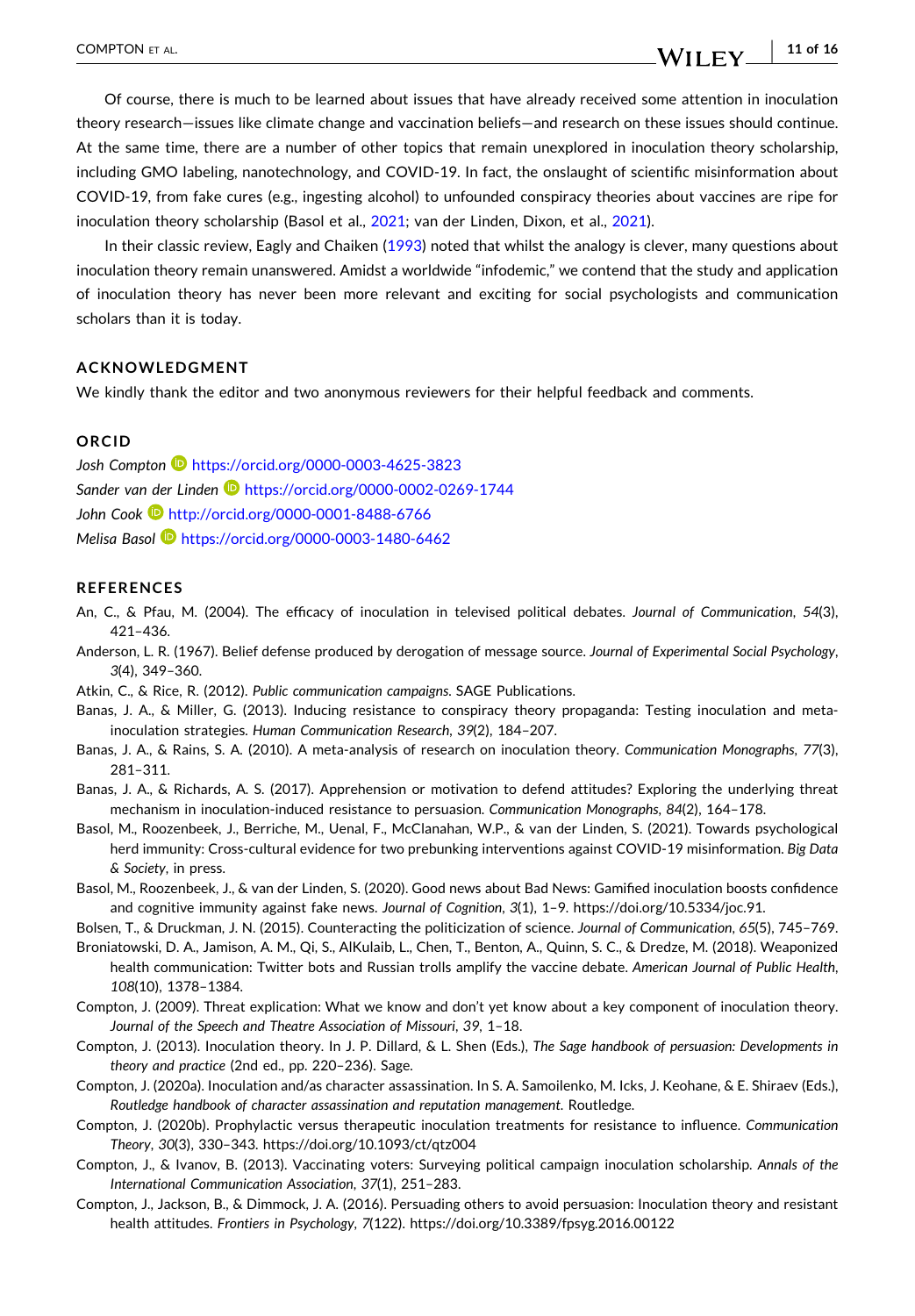Of course, there is much to be learned about issues that have already received some attention in inoculation theory research—issues like climate change and vaccination beliefs—and research on these issues should continue. At the same time, there are a number of other topics that remain unexplored in inoculation theory scholarship, including GMO labeling, nanotechnology, and COVID-19. In fact, the onslaught of scientific misinformation about COVID-19, from fake cures (e.g., ingesting alcohol) to unfounded conspiracy theories about vaccines are ripe for inoculation theory scholarship (Basol et al., 2021; van der Linden, Dixon, et al., 2021).

In their classic review, Eagly and Chaiken (1993) noted that whilst the analogy is clever, many questions about inoculation theory remain unanswered. Amidst a worldwide "infodemic," we contend that the study and application of inoculation theory has never been more relevant and exciting for social psychologists and communication scholars than it is today.

## ACKNOWLEDGMENT

We kindly thank the editor and two anonymous reviewers for their helpful feedback and comments.

## ORCID

*Josh Compton* https://orcid.org/0000-0003-4625-3823
*Sander van der Linden* https://orcid.org/0000-0002-0269-1744
*John Cook* http://orcid.org/0000-0001-8488-6766
*Melisa Basol* https://orcid.org/0000-0003-1480-6462

## REFERENCES

An, C., & Pfau, M. (2004). The efficacy of inoculation in televised political debates. *Journal of Communication*, *54*(3), 421–436.

Anderson, L. R. (1967). Belief defense produced by derogation of message source. *Journal of Experimental Social Psychology*, *3*(4), 349–360.

Atkin, C., & Rice, R. (2012). *Public communication campaigns*. SAGE Publications.

Banas, J. A., & Miller, G. (2013). Inducing resistance to conspiracy theory propaganda: Testing inoculation and meta-inoculation strategies. *Human Communication Research*, *39*(2), 184–207.

Banas, J. A., & Rains, S. A. (2010). A meta-analysis of research on inoculation theory. *Communication Monographs*, *77*(3), 281–311.

Banas, J. A., & Richards, A. S. (2017). Apprehension or motivation to defend attitudes? Exploring the underlying threat mechanism in inoculation-induced resistance to persuasion. *Communication Monographs*, *84*(2), 164–178.

Basol, M., Roozenbeek, J., Berriche, M., Uenal, F., McClanahan, W.P., & van der Linden, S. (2021). Towards psychological herd immunity: Cross-cultural evidence for two prebunking interventions against COVID-19 misinformation. *Big Data & Society*, in press.

Basol, M., Roozenbeek, J., & van der Linden, S. (2020). Good news about Bad News: Gamified inoculation boosts confidence and cognitive immunity against fake news. *Journal of Cognition*, *3*(1), 1–9. https://doi.org/10.5334/joc.91.

Bolsen, T., & Druckman, J. N. (2015). Counteracting the politicization of science. *Journal of Communication*, *65*(5), 745–769.

Broniatowski, D. A., Jamison, A. M., Qi, S., AlKulaib, L., Chen, T., Benton, A., Quinn, S. C., & Dredze, M. (2018). Weaponized health communication: Twitter bots and Russian trolls amplify the vaccine debate. *American Journal of Public Health*, *108*(10), 1378–1384.

Compton, J. (2009). Threat explication: What we know and don't yet know about a key component of inoculation theory. *Journal of the Speech and Theatre Association of Missouri*, *39*, 1–18.

Compton, J. (2013). Inoculation theory. In J. P. Dillard, & L. Shen (Eds.), *The Sage handbook of persuasion: Developments in theory and practice* (2nd ed., pp. 220–236). Sage.

Compton, J. (2020a). Inoculation and/as character assassination. In S. A. Samoilenko, M. Icks, J. Keohane, & E. Shiraev (Eds.), *Routledge handbook of character assassination and reputation management*. Routledge.

Compton, J. (2020b). Prophylactic versus therapeutic inoculation treatments for resistance to influence. *Communication Theory*, *30*(3), 330–343. https://doi.org/10.1093/ct/qtz004

Compton, J., & Ivanov, B. (2013). Vaccinating voters: Surveying political campaign inoculation scholarship. *Annals of the International Communication Association*, *37*(1), 251–283.

Compton, J., Jackson, B., & Dimmock, J. A. (2016). Persuading others to avoid persuasion: Inoculation theory and resistant health attitudes. *Frontiers in Psychology*, *7*(122). https://doi.org/10.3389/fpsyg.2016.00122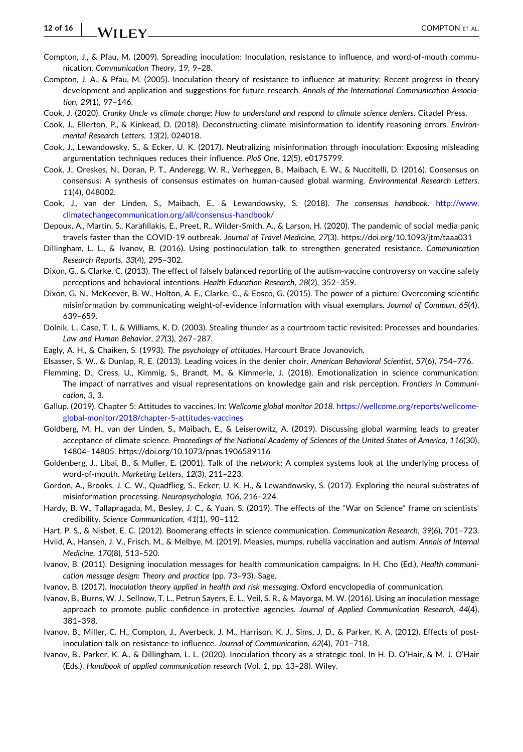Compton, J., & Pfau, M. (2009). Spreading inoculation: Inoculation, resistance to influence, and word-of-mouth communication. *Communication Theory*, *19*, 9–28.

Compton, J. A., & Pfau, M. (2005). Inoculation theory of resistance to influence at maturity: Recent progress in theory development and application and suggestions for future research. *Annals of the International Communication Association*, *29*(1), 97–146.

Cook, J. (2020). *Cranky Uncle vs climate change: How to understand and respond to climate science deniers*. Citadel Press.

Cook, J., Ellerton, P., & Kinkead, D. (2018). Deconstructing climate misinformation to identify reasoning errors. *Environmental Research Letters*, *13*(2), 024018.

Cook, J., Lewandowsky, S., & Ecker, U. K. (2017). Neutralizing misinformation through inoculation: Exposing misleading argumentation techniques reduces their influence. *PloS One*, *12*(5), e0175799.

Cook, J., Oreskes, N., Doran, P. T., Anderegg, W. R., Verheggen, B., Maibach, E. W., & Nuccitelli, D. (2016). Consensus on consensus: A synthesis of consensus estimates on human-caused global warming. *Environmental Research Letters*, *11*(4), 048002.

Cook, J., van der Linden, S., Maibach, E., & Lewandowsky, S. (2018). *The consensus handbook*. http://www.climatechangecommunication.org/all/consensus-handbook/

Depoux, A., Martin, S., Karafillakis, E., Preet, R., Wilder-Smith, A., & Larson, H. (2020). The pandemic of social media panic travels faster than the COVID-19 outbreak. *Journal of Travel Medicine*, *27*(3). https://doi.org/10.1093/jtm/taaa031

Dillingham, L. L., & Ivanov, B. (2016). Using postinoculation talk to strengthen generated resistance. *Communication Research Reports*, *33*(4), 295–302.

Dixon, G., & Clarke, C. (2013). The effect of falsely balanced reporting of the autism-vaccine controversy on vaccine safety perceptions and behavioral intentions. *Health Education Research*, *28*(2), 352–359.

Dixon, G. N., McKeever, B. W., Holton, A. E., Clarke, C., & Eosco, G. (2015). The power of a picture: Overcoming scientific misinformation by communicating weight-of-evidence information with visual exemplars. *Journal of Commun*, *65*(4), 639–659.

Dolnik, L., Case, T. I., & Williams, K. D. (2003). Stealing thunder as a courtroom tactic revisited: Processes and boundaries. *Law and Human Behavior*, *27*(3), 267–287.

Eagly, A. H., & Chaiken, S. (1993). *The psychology of attitudes*. Harcourt Brace Jovanovich.

Elsasser, S. W., & Dunlap, R. E. (2013). Leading voices in the denier choir. *American Behavioral Scientist*, *57*(6), 754–776.

Flemming, D., Cress, U., Kimmig, S., Brandt, M., & Kimmerle, J. (2018). Emotionalization in science communication: The impact of narratives and visual representations on knowledge gain and risk perception. *Frontiers in Communication*, *3*, 3.

Gallup. (2019). Chapter 5: Attitudes to vaccines. In: *Wellcome global monitor 2018*. https://wellcome.org/reports/wellcome-global-monitor/2018/chapter-5-attitudes-vaccines

Goldberg, M. H., van der Linden, S., Maibach, E., & Leiserowitz, A. (2019). Discussing global warming leads to greater acceptance of climate science. *Proceedings of the National Academy of Sciences of the United States of America*, *116*(30), 14804–14805. https://doi.org/10.1073/pnas.1906589116

Goldenberg, J., Libai, B., & Muller, E. (2001). Talk of the network: A complex systems look at the underlying process of word-of-mouth. *Marketing Letters*, *12*(3), 211–223.

Gordon, A., Brooks, J. C. W., Quadflieg, S., Ecker, U. K. H., & Lewandowsky, S. (2017). Exploring the neural substrates of misinformation processing. *Neuropsychologia*, *106*, 216–224.

Hardy, B. W., Tallapragada, M., Besley, J. C., & Yuan, S. (2019). The effects of the "War on Science" frame on scientists' credibility. *Science Communication*, *41*(1), 90–112.

Hart, P. S., & Nisbet, E. C. (2012). Boomerang effects in science communication. *Communication Research*, *39*(6), 701–723.

Hviid, A., Hansen, J. V., Frisch, M., & Melbye, M. (2019). Measles, mumps, rubella vaccination and autism. *Annals of Internal Medicine*, *170*(8), 513–520.

Ivanov, B. (2011). Designing inoculation messages for health communication campaigns. In H. Cho (Ed.), *Health communication message design: Theory and practice* (pp. 73–93). Sage.

Ivanov, B. (2017). *Inoculation theory applied in health and risk messaging*. Oxford encyclopedia of communication.

Ivanov, B., Burns, W. J., Sellnow, T. L., Petrun Sayers, E. L., Veil, S. R., & Mayorga, M. W. (2016). Using an inoculation message approach to promote public confidence in protective agencies. *Journal of Applied Communication Research*, *44*(4), 381–398.

Ivanov, B., Miller, C. H., Compton, J., Averbeck, J. M., Harrison, K. J., Sims, J. D., & Parker, K. A. (2012). Effects of post-inoculation talk on resistance to influence. *Journal of Communication*, *62*(4), 701–718.

Ivanov, B., Parker, K. A., & Dillingham, L. L. (2020). Inoculation theory as a strategic tool. In H. D. O'Hair, & M. J. O'Hair (Eds.), *Handbook of applied communication research* (Vol. *1*, pp. 13–28). Wiley.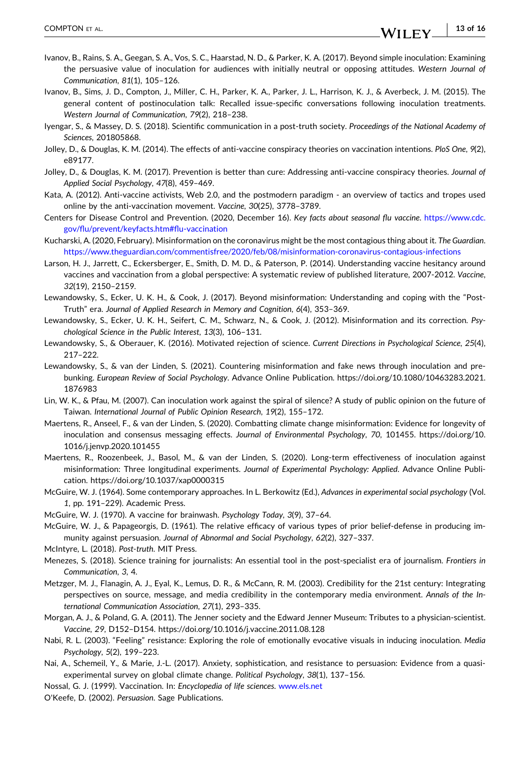Ivanov, B., Rains, S. A., Geegan, S. A., Vos, S. C., Haarstad, N. D., & Parker, K. A. (2017). Beyond simple inoculation: Examining the persuasive value of inoculation for audiences with initially neutral or opposing attitudes. *Western Journal of Communication*, *81*(1), 105–126.

Ivanov, B., Sims, J. D., Compton, J., Miller, C. H., Parker, K. A., Parker, J. L., Harrison, K. J., & Averbeck, J. M. (2015). The general content of postinoculation talk: Recalled issue-specific conversations following inoculation treatments. *Western Journal of Communication*, *79*(2), 218–238.

Iyengar, S., & Massey, D. S. (2018). Scientific communication in a post-truth society. *Proceedings of the National Academy of Sciences*, 201805868.

Jolley, D., & Douglas, K. M. (2014). The effects of anti-vaccine conspiracy theories on vaccination intentions. *PloS One*, *9*(2), e89177.

Jolley, D., & Douglas, K. M. (2017). Prevention is better than cure: Addressing anti-vaccine conspiracy theories. *Journal of Applied Social Psychology*, *47*(8), 459–469.

Kata, A. (2012). Anti-vaccine activists, Web 2.0, and the postmodern paradigm - an overview of tactics and tropes used online by the anti-vaccination movement. *Vaccine*, *30*(25), 3778–3789.

Centers for Disease Control and Prevention. (2020, December 16). *Key facts about seasonal flu vaccine*. https://www.cdc.gov/flu/prevent/keyfacts.htm#flu-vaccination

Kucharski, A. (2020, February). Misinformation on the coronavirus might be the most contagious thing about it. *The Guardian*. https://www.theguardian.com/commentisfree/2020/feb/08/misinformation-coronavirus-contagious-infections

Larson, H. J., Jarrett, C., Eckersberger, E., Smith, D. M. D., & Paterson, P. (2014). Understanding vaccine hesitancy around vaccines and vaccination from a global perspective: A systematic review of published literature, 2007-2012. *Vaccine*, *32*(19), 2150–2159.

Lewandowsky, S., Ecker, U. K. H., & Cook, J. (2017). Beyond misinformation: Understanding and coping with the "Post-Truth" era. *Journal of Applied Research in Memory and Cognition*, *6*(4), 353–369.

Lewandowsky, S., Ecker, U. K. H., Seifert, C. M., Schwarz, N., & Cook, J. (2012). Misinformation and its correction. *Psychological Science in the Public Interest*, *13*(3), 106–131.

Lewandowsky, S., & Oberauer, K. (2016). Motivated rejection of science. *Current Directions in Psychological Science*, *25*(4), 217–222.

Lewandowsky, S., & van der Linden, S. (2021). Countering misinformation and fake news through inoculation and prebunking. *European Review of Social Psychology*. Advance Online Publication. https://doi.org/10.1080/10463283.2021.1876983

Lin, W. K., & Pfau, M. (2007). Can inoculation work against the spiral of silence? A study of public opinion on the future of Taiwan. *International Journal of Public Opinion Research*, *19*(2), 155–172.

Maertens, R., Anseel, F., & van der Linden, S. (2020). Combatting climate change misinformation: Evidence for longevity of inoculation and consensus messaging effects. *Journal of Environmental Psychology*, *70*, 101455. https://doi.org/10.1016/j.jenvp.2020.101455

Maertens, R., Roozenbeek, J., Basol, M., & van der Linden, S. (2020). Long-term effectiveness of inoculation against misinformation: Three longitudinal experiments. *Journal of Experimental Psychology: Applied*. Advance Online Publication. https://doi.org/10.1037/xap0000315

McGuire, W. J. (1964). Some contemporary approaches. In L. Berkowitz (Ed.), *Advances in experimental social psychology* (Vol. *1*, pp. 191–229). Academic Press.

McGuire, W. J. (1970). A vaccine for brainwash. *Psychology Today*, *3*(9), 37–64.

McGuire, W. J., & Papageorgis, D. (1961). The relative efficacy of various types of prior belief-defense in producing immunity against persuasion. *Journal of Abnormal and Social Psychology*, *62*(2), 327–337.

McIntyre, L. (2018). *Post-truth*. MIT Press.

Menezes, S. (2018). Science training for journalists: An essential tool in the post-specialist era of journalism. *Frontiers in Communication*, *3*, 4.

Metzger, M. J., Flanagin, A. J., Eyal, K., Lemus, D. R., & McCann, R. M. (2003). Credibility for the 21st century: Integrating perspectives on source, message, and media credibility in the contemporary media environment. *Annals of the International Communication Association*, *27*(1), 293–335.

Morgan, A. J., & Poland, G. A. (2011). The Jenner society and the Edward Jenner Museum: Tributes to a physician-scientist. *Vaccine*, *29*, D152–D154. https://doi.org/10.1016/j.vaccine.2011.08.128

Nabi, R. L. (2003). "Feeling" resistance: Exploring the role of emotionally evocative visuals in inducing inoculation. *Media Psychology*, *5*(2), 199–223.

Nai, A., Schemeil, Y., & Marie, J.-L. (2017). Anxiety, sophistication, and resistance to persuasion: Evidence from a quasi-experimental survey on global climate change. *Political Psychology*, *38*(1), 137–156.

Nossal, G. J. (1999). Vaccination. In: *Encyclopedia of life sciences*. www.els.net

O'Keefe, D. (2002). *Persuasion*. Sage Publications.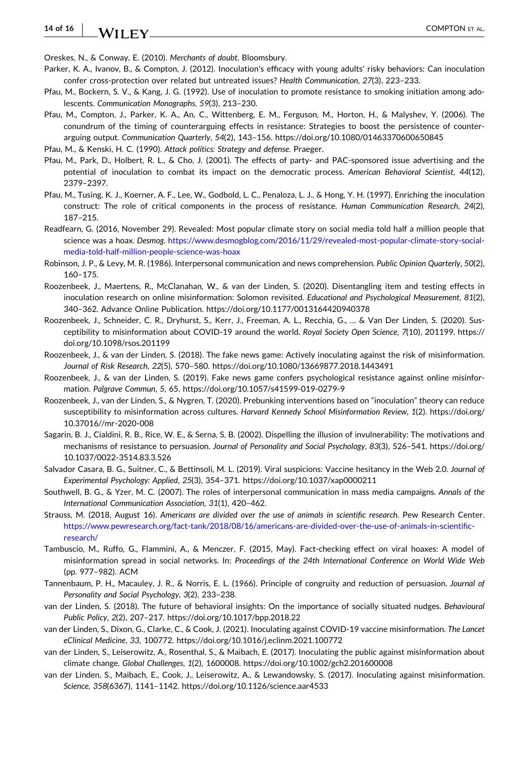Oreskes, N., & Conway, E. (2010). *Merchants of doubt*. Bloomsbury.

Parker, K. A., Ivanov, B., & Compton, J. (2012). Inoculation's efficacy with young adults' risky behaviors: Can inoculation confer cross-protection over related but untreated issues? *Health Communication*, *27*(3), 223–233.

Pfau, M., Bockern, S. V., & Kang, J. G. (1992). Use of inoculation to promote resistance to smoking initiation among adolescents. *Communication Monographs*, *59*(3), 213–230.

Pfau, M., Compton, J., Parker, K. A., An, C., Wittenberg, E. M., Ferguson, M., Horton, H., & Malyshev, Y. (2006). The conundrum of the timing of counterarguing effects in resistance: Strategies to boost the persistence of counterarguing output. *Communication Quarterly*, *54*(2), 143–156. https://doi.org/10.1080/01463370600650845

Pfau, M., & Kenski, H. C. (1990). *Attack politics: Strategy and defense*. Praeger.

Pfau, M., Park, D., Holbert, R. L., & Cho, J. (2001). The effects of party- and PAC-sponsored issue advertising and the potential of inoculation to combat its impact on the democratic process. *American Behavioral Scientist*, *44*(12), 2379–2397.

Pfau, M., Tusing, K. J., Koerner, A. F., Lee, W., Godbold, L. C., Penaloza, L. J., & Hong, Y. H. (1997). Enriching the inoculation construct: The role of critical components in the process of resistance. *Human Communication Research*, *24*(2), 187–215.

Readfearn, G. (2016, November 29). Revealed: Most popular climate story on social media told half a million people that science was a hoax. *Desmog*. https://www.desmogblog.com/2016/11/29/revealed-most-popular-climate-story-social-media-told-half-million-people-science-was-hoax

Robinson, J. P., & Levy, M. R. (1986). Interpersonal communication and news comprehension. *Public Opinion Quarterly*, *50*(2), 160–175.

Roozenbeek, J., Maertens, R., McClanahan, W., & van der Linden, S. (2020). Disentangling item and testing effects in inoculation research on online misinformation: Solomon revisited. *Educational and Psychological Measurement*, *81*(2), 340–362. Advance Online Publication. https://doi.org/10.1177/0013164420940378

Roozenbeek, J., Schneider, C. R., Dryhurst, S., Kerr, J., Freeman, A. L., Recchia, G., … & Van Der Linden, S. (2020). Susceptibility to misinformation about COVID-19 around the world. *Royal Society Open Science*, *7*(10), 201199. https://doi.org/10.1098/rsos.201199

Roozenbeek, J., & van der Linden, S. (2018). The fake news game: Actively inoculating against the risk of misinformation. *Journal of Risk Research*, *22*(5), 570–580. https://doi.org/10.1080/13669877.2018.1443491

Roozenbeek, J., & van der Linden, S. (2019). Fake news game confers psychological resistance against online misinformation. *Palgrave Commun*, *5*, 65. https://doi.org/10.1057/s41599-019-0279-9

Roozenbeek, J., van der Linden, S., & Nygren, T. (2020). Prebunking interventions based on "inoculation" theory can reduce susceptibility to misinformation across cultures. *Harvard Kennedy School Misinformation Review*, *1*(2). https://doi.org/10.37016//mr-2020-008

Sagarin, B. J., Cialdini, R. B., Rice, W. E., & Serna, S. B. (2002). Dispelling the illusion of invulnerability: The motivations and mechanisms of resistance to persuasion. *Journal of Personality and Social Psychology*, *83*(3), 526–541. https://doi.org/10.1037/0022-3514.83.3.526

Salvador Casara, B. G., Suitner, C., & Bettinsoli, M. L. (2019). Viral suspicions: Vaccine hesitancy in the Web 2.0. *Journal of Experimental Psychology: Applied*, *25*(3), 354–371. https://doi.org/10.1037/xap0000211

Southwell, B. G., & Yzer, M. C. (2007). The roles of interpersonal communication in mass media campaigns. *Annals of the International Communication Association*, *31*(1), 420–462.

Strauss, M. (2018, August 16). *Americans are divided over the use of animals in scientific research*. Pew Research Center. https://www.pewresearch.org/fact-tank/2018/08/16/americans-are-divided-over-the-use-of-animals-in-scientific-research/

Tambuscio, M., Ruffo, G., Flammini, A., & Menczer, F. (2015, May). Fact-checking effect on viral hoaxes: A model of misinformation spread in social networks. In: *Proceedings of the 24th International Conference on World Wide Web* (pp. 977–982). ACM

Tannenbaum, P. H., Macauley, J. R., & Norris, E. L. (1966). Principle of congruity and reduction of persuasion. *Journal of Personality and Social Psychology*, *3*(2), 233–238.

van der Linden, S. (2018). The future of behavioral insights: On the importance of socially situated nudges. *Behavioural Public Policy*, *2*(2), 207–217. https://doi.org/10.1017/bpp.2018.22

van der Linden, S., Dixon, G., Clarke, C., & Cook, J. (2021). Inoculating against COVID-19 vaccine misinformation. *The Lancet eClinical Medicine*, *33*, 100772. https://doi.org/10.1016/j.eclinm.2021.100772

van der Linden, S., Leiserowitz, A., Rosenthal, S., & Maibach, E. (2017). Inoculating the public against misinformation about climate change. *Global Challenges*, *1*(2), 1600008. https://doi.org/10.1002/gch2.201600008

van der Linden, S., Maibach, E., Cook, J., Leiserowitz, A., & Lewandowsky, S. (2017). Inoculating against misinformation. *Science*, *358*(6367), 1141–1142. https://doi.org/10.1126/science.aar4533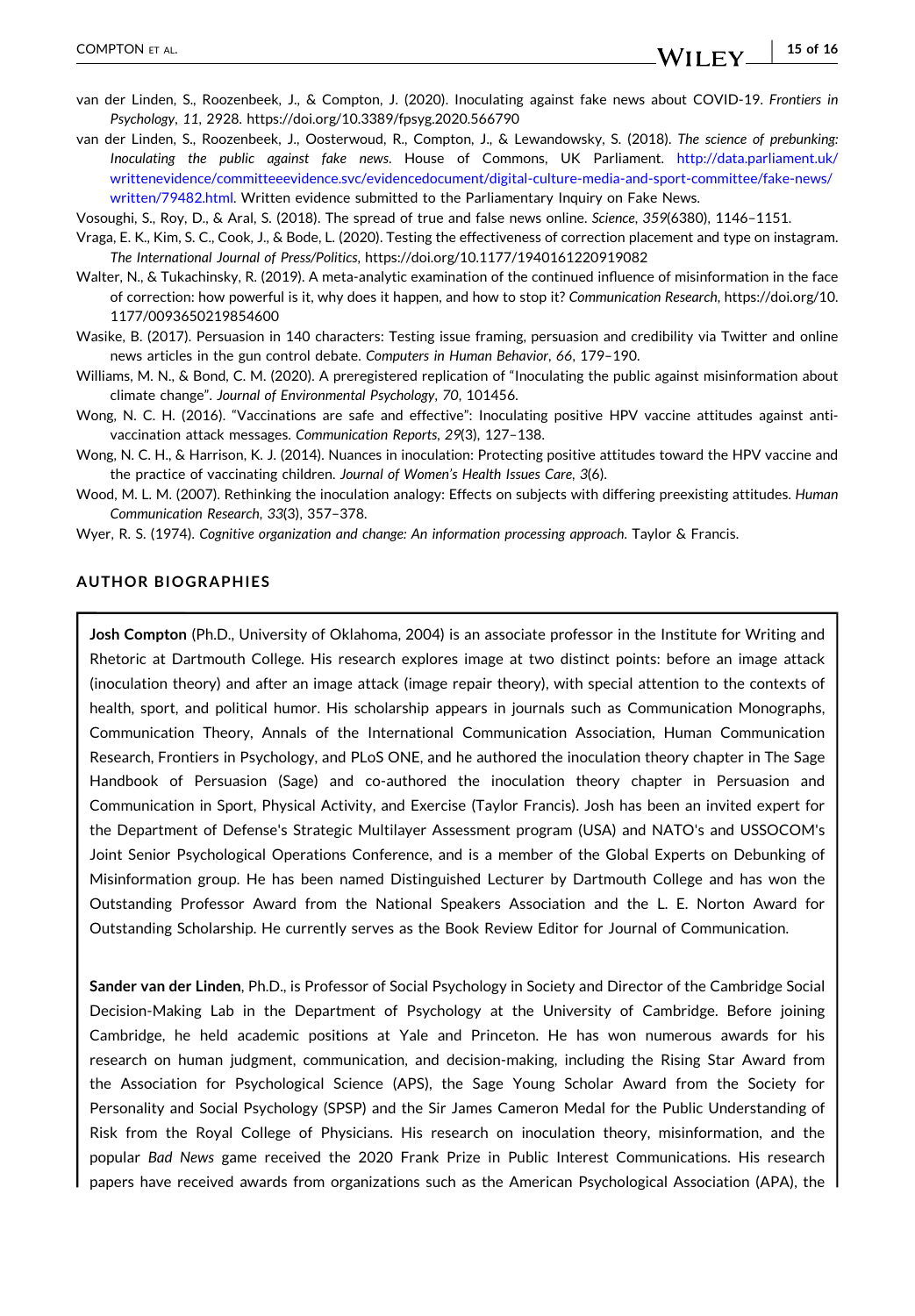van der Linden, S., Roozenbeek, J., & Compton, J. (2020). Inoculating against fake news about COVID-19. *Frontiers in Psychology*, *11*, 2928. https://doi.org/10.3389/fpsyg.2020.566790

van der Linden, S., Roozenbeek, J., Oosterwoud, R., Compton, J., & Lewandowsky, S. (2018). *The science of prebunking: Inoculating the public against fake news*. House of Commons, UK Parliament. http://data.parliament.uk/writtenevidence/committeeevidence.svc/evidencedocument/digital-culture-media-and-sport-committee/fake-news/written/79482.html. Written evidence submitted to the Parliamentary Inquiry on Fake News.

Vosoughi, S., Roy, D., & Aral, S. (2018). The spread of true and false news online. *Science*, *359*(6380), 1146–1151.

Vraga, E. K., Kim, S. C., Cook, J., & Bode, L. (2020). Testing the effectiveness of correction placement and type on instagram. *The International Journal of Press/Politics*, https://doi.org/10.1177/1940161220919082

Walter, N., & Tukachinsky, R. (2019). A meta-analytic examination of the continued influence of misinformation in the face of correction: how powerful is it, why does it happen, and how to stop it? *Communication Research*, https://doi.org/10.1177/0093650219854600

Wasike, B. (2017). Persuasion in 140 characters: Testing issue framing, persuasion and credibility via Twitter and online news articles in the gun control debate. *Computers in Human Behavior*, *66*, 179–190.

Williams, M. N., & Bond, C. M. (2020). A preregistered replication of "Inoculating the public against misinformation about climate change". *Journal of Environmental Psychology*, *70*, 101456.

Wong, N. C. H. (2016). "Vaccinations are safe and effective": Inoculating positive HPV vaccine attitudes against anti-vaccination attack messages. *Communication Reports*, *29*(3), 127–138.

Wong, N. C. H., & Harrison, K. J. (2014). Nuances in inoculation: Protecting positive attitudes toward the HPV vaccine and the practice of vaccinating children. *Journal of Women's Health Issues Care*, *3*(6).

Wood, M. L. M. (2007). Rethinking the inoculation analogy: Effects on subjects with differing preexisting attitudes. *Human Communication Research*, *33*(3), 357–378.

Wyer, R. S. (1974). *Cognitive organization and change: An information processing approach*. Taylor & Francis.

## AUTHOR BIOGRAPHIES

**Josh Compton** (Ph.D., University of Oklahoma, 2004) is an associate professor in the Institute for Writing and Rhetoric at Dartmouth College. His research explores image at two distinct points: before an image attack (inoculation theory) and after an image attack (image repair theory), with special attention to the contexts of health, sport, and political humor. His scholarship appears in journals such as Communication Monographs, Communication Theory, Annals of the International Communication Association, Human Communication Research, Frontiers in Psychology, and PLoS ONE, and he authored the inoculation theory chapter in The Sage Handbook of Persuasion (Sage) and co-authored the inoculation theory chapter in Persuasion and Communication in Sport, Physical Activity, and Exercise (Taylor Francis). Josh has been an invited expert for the Department of Defense's Strategic Multilayer Assessment program (USA) and NATO's and USSOCOM's Joint Senior Psychological Operations Conference, and is a member of the Global Experts on Debunking of Misinformation group. He has been named Distinguished Lecturer by Dartmouth College and has won the Outstanding Professor Award from the National Speakers Association and the L. E. Norton Award for Outstanding Scholarship. He currently serves as the Book Review Editor for Journal of Communication.

**Sander van der Linden**, Ph.D., is Professor of Social Psychology in Society and Director of the Cambridge Social Decision-Making Lab in the Department of Psychology at the University of Cambridge. Before joining Cambridge, he held academic positions at Yale and Princeton. He has won numerous awards for his research on human judgment, communication, and decision-making, including the Rising Star Award from the Association for Psychological Science (APS), the Sage Young Scholar Award from the Society for Personality and Social Psychology (SPSP) and the Sir James Cameron Medal for the Public Understanding of Risk from the Royal College of Physicians. His research on inoculation theory, misinformation, and the popular *Bad News* game received the 2020 Frank Prize in Public Interest Communications. His research papers have received awards from organizations such as the American Psychological Association (APA), the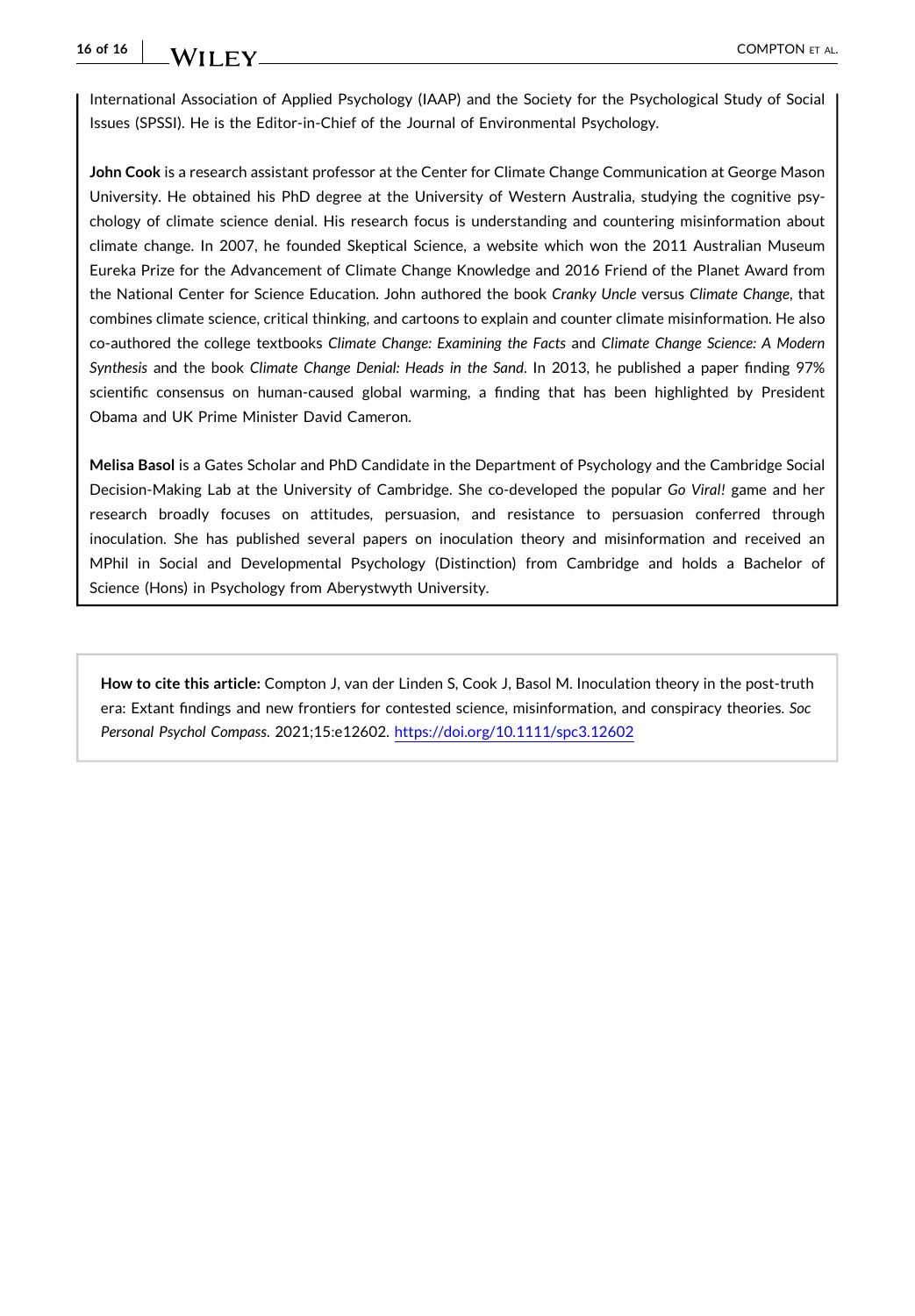International Association of Applied Psychology (IAAP) and the Society for the Psychological Study of Social Issues (SPSSI). He is the Editor-in-Chief of the Journal of Environmental Psychology.

**John Cook** is a research assistant professor at the Center for Climate Change Communication at George Mason University. He obtained his PhD degree at the University of Western Australia, studying the cognitive psychology of climate science denial. His research focus is understanding and countering misinformation about climate change. In 2007, he founded Skeptical Science, a website which won the 2011 Australian Museum Eureka Prize for the Advancement of Climate Change Knowledge and 2016 Friend of the Planet Award from the National Center for Science Education. John authored the book *Cranky Uncle* versus *Climate Change*, that combines climate science, critical thinking, and cartoons to explain and counter climate misinformation. He also co-authored the college textbooks *Climate Change: Examining the Facts* and *Climate Change Science: A Modern Synthesis* and the book *Climate Change Denial: Heads in the Sand*. In 2013, he published a paper finding 97% scientific consensus on human-caused global warming, a finding that has been highlighted by President Obama and UK Prime Minister David Cameron.

**Melisa Basol** is a Gates Scholar and PhD Candidate in the Department of Psychology and the Cambridge Social Decision-Making Lab at the University of Cambridge. She co-developed the popular *Go Viral!* game and her research broadly focuses on attitudes, persuasion, and resistance to persuasion conferred through inoculation. She has published several papers on inoculation theory and misinformation and received an MPhil in Social and Developmental Psychology (Distinction) from Cambridge and holds a Bachelor of Science (Hons) in Psychology from Aberystwyth University.

**How to cite this article:** Compton J, van der Linden S, Cook J, Basol M. Inoculation theory in the post-truth era: Extant findings and new frontiers for contested science, misinformation, and conspiracy theories. *Soc Personal Psychol Compass*. 2021;15:e12602. https://doi.org/10.1111/spc3.12602